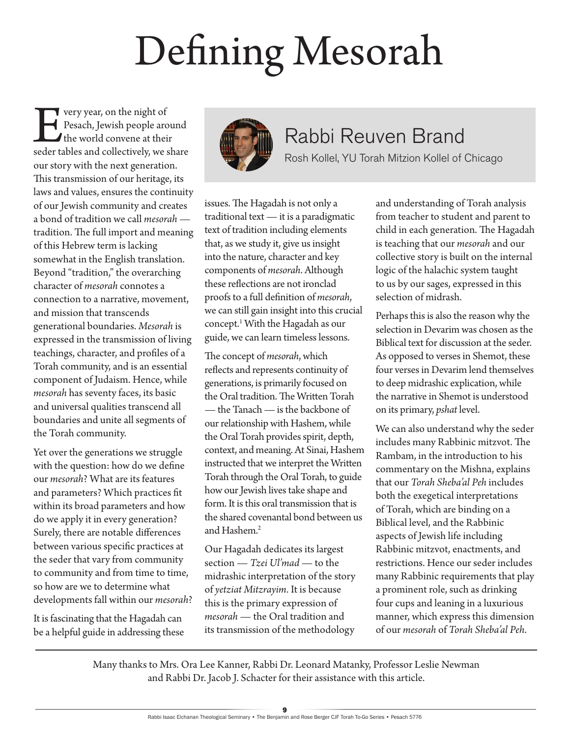# Defining Mesorah

## Rabbi Reuven Brand

Rosh Kollel, YU Torah Mitzion Kollel of Chicago

Every year, on the night of Pesach, Jewish people around the world convene at their seder tables and collectively, we share our story with the next generation. This transmission of our heritage, its laws and values, ensures the continuity of our Jewish community and creates a bond of tradition we call *mesorah* — tradition. The full import and meaning of this Hebrew term is lacking somewhat in the English translation. Beyond "tradition," the overarching character of *mesorah* connotes a connection to a narrative, movement, and mission that transcends generational boundaries. *Mesorah* is expressed in the transmission of living teachings, character, and profiles of a Torah community, and is an essential component of Judaism. Hence, while *mesorah* has seventy faces, its basic and universal qualities transcend all boundaries and unite all segments of the Torah community.

Yet over the generations we struggle with the question: how do we define our *mesorah*? What are its features and parameters? Which practices fit within its broad parameters and how do we apply it in every generation? Surely, there are notable differences between various specific practices at the seder that vary from community to community and from time to time, so how are we to determine what developments fall within our *mesorah*?

It is fascinating that the Hagadah can be a helpful guide in addressing these issues. The Hagadah is not only a traditional text — it is a paradigmatic text of tradition including elements that, as we study it, give us insight into the nature, character and key components of *mesorah*. Although these reflections are not ironclad proofs to a full definition of *mesorah*, we can still gain insight into this crucial concept.[1] With the Hagadah as our guide, we can learn timeless lessons.

The concept of *mesorah*, which reflects and represents continuity of generations, is primarily focused on the Oral tradition. The Written Torah — the Tanach — is the backbone of our relationship with Hashem, while the Oral Torah provides spirit, depth, context, and meaning. At Sinai, Hashem instructed that we interpret the Written Torah through the Oral Torah, to guide how our Jewish lives take shape and form. It is this oral transmission that is the shared covenantal bond between us and Hashem.[2]

Our Hagadah dedicates its largest section — *Tzei Ul'mad* — to the midrashic interpretation of the story of *yetziat Mitzrayim*. It is because this is the primary expression of *mesorah* — the Oral tradition and its transmission of the methodology and understanding of Torah analysis from teacher to student and parent to child in each generation. The Hagadah is teaching that our *mesorah* and our collective story is built on the internal logic of the halachic system taught to us by our sages, expressed in this selection of midrash.

Perhaps this is also the reason why the selection in Devarim was chosen as the Biblical text for discussion at the seder. As opposed to verses in Shemot, these four verses in Devarim lend themselves to deep midrashic explication, while the narrative in Shemot is understood on its primary, *pshat* level.

We can also understand why the seder includes many Rabbinic mitzvot. The Rambam, in the introduction to his commentary on the Mishna, explains that our *Torah Sheba'al Peh* includes both the exegetical interpretations of Torah, which are binding on a Biblical level, and the Rabbinic aspects of Jewish life including Rabbinic mitzvot, enactments, and restrictions. Hence our seder includes many Rabbinic requirements that play a prominent role, such as drinking four cups and leaning in a luxurious manner, which express this dimension of our *mesorah* of *Torah Sheba'al Peh*.

Many thanks to Mrs. Ora Lee Kanner, Rabbi Dr. Leonard Matanky, Professor Leslie Newman and Rabbi Dr. Jacob J. Schacter for their assistance with this article.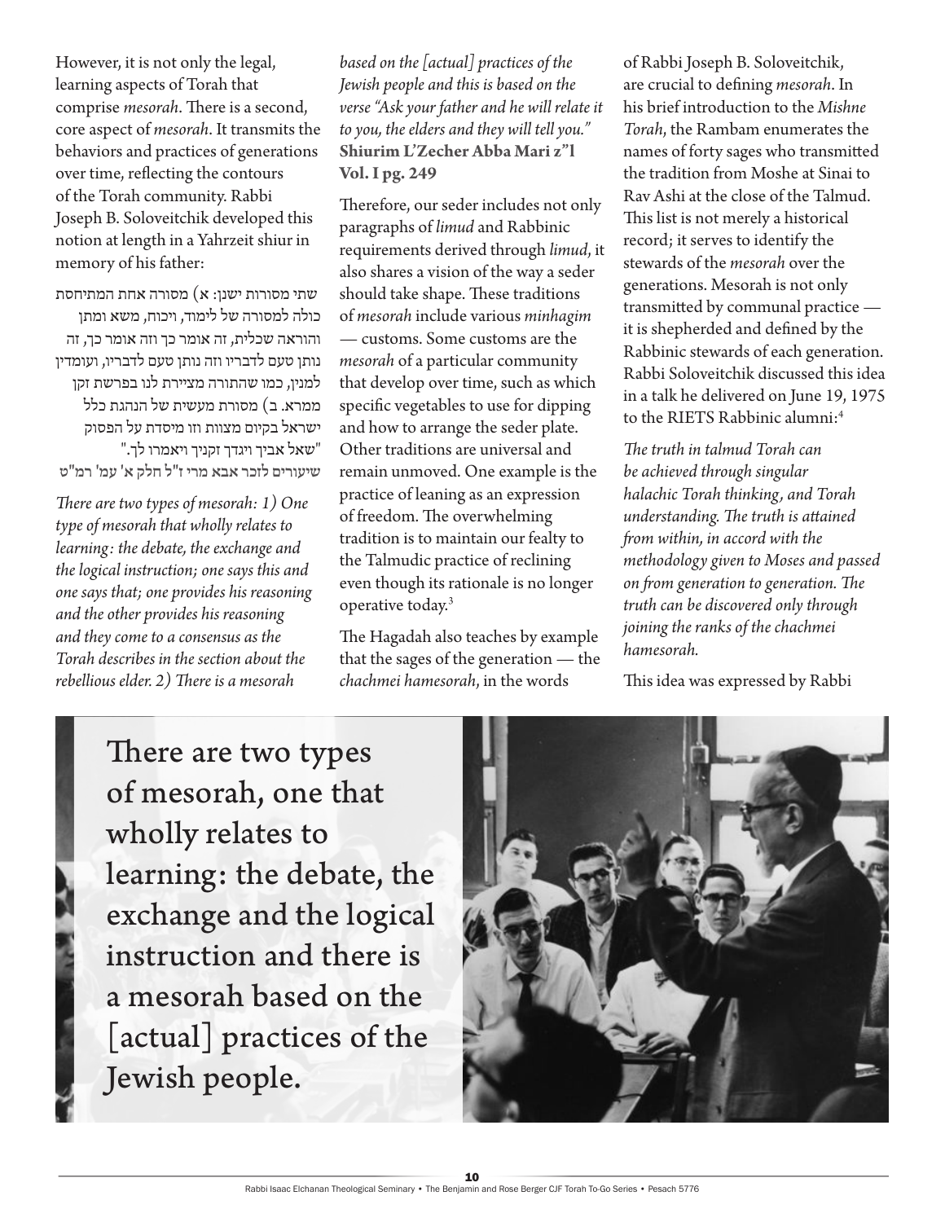However, it is not only the legal, learning aspects of Torah that comprise *mesorah*. There is a second, core aspect of *mesorah*. It transmits the behaviors and practices of generations over time, reflecting the contours of the Torah community. Rabbi Joseph B. Soloveitchik developed this notion at length in a Yahrzeit shiur in memory of his father:

שתי מסורות ישנן: א) מסורה אחת המתיחסת כולה למסורה של לימוד, ויכוח, משא ומתן והוראה שכלית, זה אומר כך וזה אומר כך, זה נותן טעם לדבריו וזה נותן טעם לדבריו, ועומדין למנין, כמו שהתורה מציירת לנו בפרשת זקן ממרא. ב) מסורת מעשית של הנהגת כלל ישראל בקיום מצוות וזו מיסדת על הפסוק "שאל אביך ויגדך זקניך ויאמרו לך."
שיעורים לזכר אבא מרי ז"ל חלק א' עמ' רמ"ט

*There are two types of mesorah: 1) One type of mesorah that wholly relates to learning: the debate, the exchange and the logical instruction; one says this and one says that; one provides his reasoning and the other provides his reasoning and they come to a consensus as the Torah describes in the section about the rebellious elder. 2) There is a mesorah based on the [actual] practices of the Jewish people and this is based on the verse "Ask your father and he will relate it to you, the elders and they will tell you."*
**Shiurim L'Zecher Abba Mari z"l Vol. I pg. 249**

Therefore, our seder includes not only paragraphs of *limud* and Rabbinic requirements derived through *limud*, it also shares a vision of the way a seder should take shape. These traditions of *mesorah* include various *minhagim* — customs. Some customs are the *mesorah* of a particular community that develop over time, such as which specific vegetables to use for dipping and how to arrange the seder plate. Other traditions are universal and remain unmoved. One example is the practice of leaning as an expression of freedom. The overwhelming tradition is to maintain our fealty to the Talmudic practice of reclining even though its rationale is no longer operative today.[3]

The Hagadah also teaches by example that the sages of the generation — the *chachmei hamesorah*, in the words of Rabbi Joseph B. Soloveitchik, are crucial to defining *mesorah*. In his brief introduction to the *Mishne Torah*, the Rambam enumerates the names of forty sages who transmitted the tradition from Moshe at Sinai to Rav Ashi at the close of the Talmud. This list is not merely a historical record; it serves to identify the stewards of the *mesorah* over the generations. Mesorah is not only transmitted by communal practice — it is shepherded and defined by the Rabbinic stewards of each generation. Rabbi Soloveitchik discussed this idea in a talk he delivered on June 19, 1975 to the RIETS Rabbinic alumni:[4]

*The truth in talmud Torah can be achieved through singular halachic Torah thinking, and Torah understanding. The truth is attained from within, in accord with the methodology given to Moses and passed on from generation to generation. The truth can be discovered only through joining the ranks of the chachmei hamesorah.*

This idea was expressed by Rabbi

There are two types of mesorah, one that wholly relates to learning: the debate, the exchange and the logical instruction and there is a mesorah based on the [actual] practices of the Jewish people.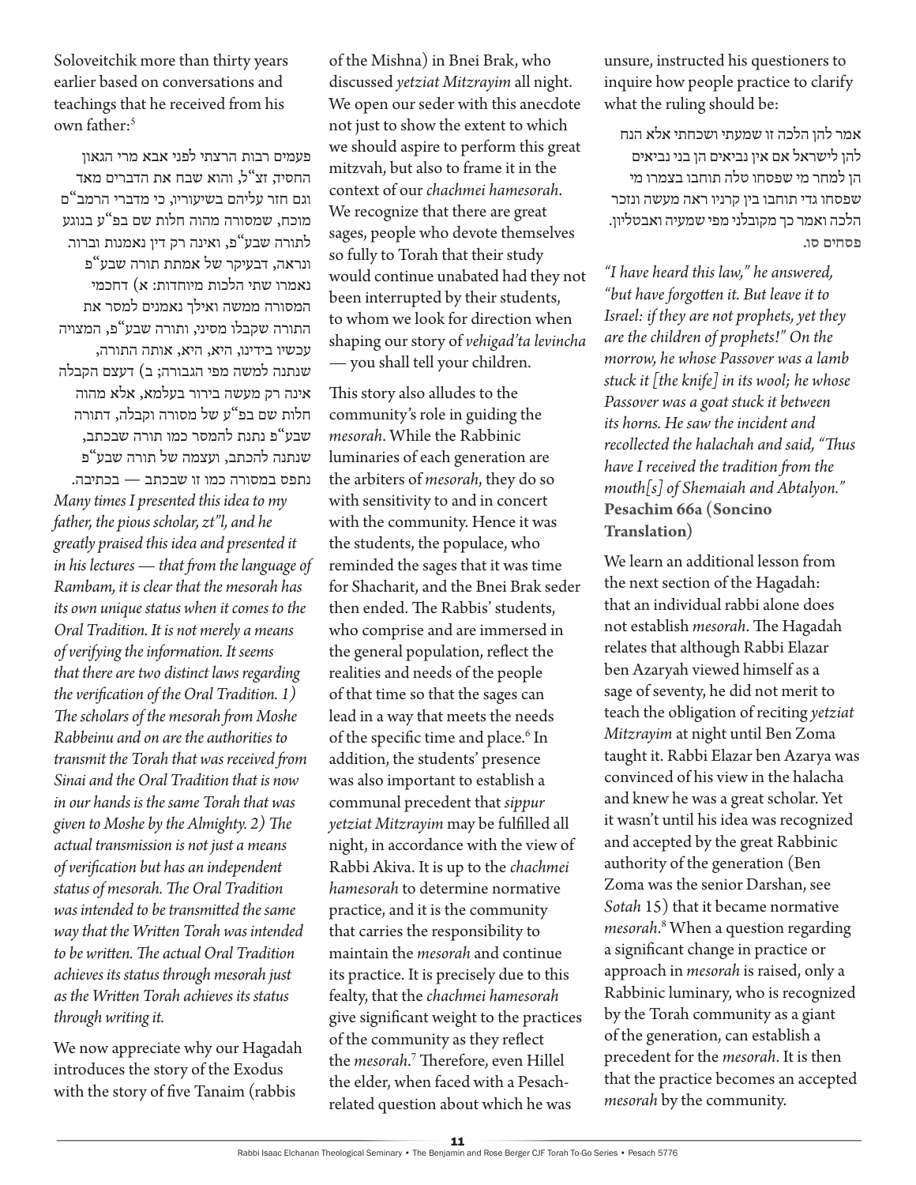Soloveitchik more than thirty years earlier based on conversations and teachings that he received from his own father:[5]

פעמים רבות הרצתי לפני אבא מרי הגאון החסיד, זצ"ל, והוא שבח את הדברים מאד וגם חזר עליהם בשיעוריו, כי מדברי הרמב"ם מוכח, שמסורה מהוה חלות שם בפ"ע בנוגע לתורה שבע"פ, ואינה רק דין נאמנות וברור. ונראה, דבעיקר של אמתת תורה שבע"פ נאמרו שתי הלכות מיוחדות: א) דחכמי המסורה ממשה ואילך נאמנים למסר את התורה שקבלו מסיני, ותורה שבע"פ, המצויה עכשיו בידינו, היא, היא, אותה התורה, שנתנה למשה מפי הגבורה; ב) דעצם הקבלה אינה רק מעשה בירור בעלמא, אלא מהוה חלות שם בפ"ע של מסורה וקבלה, דתורה שבע"פ נתנת להמסר כמו תורה שבכתב, שנתנה להכתב, ועצמה של תורה שבע"פ נתפס במסורה כמו זו שבכתב — בכתיבה.

*Many times I presented this idea to my father, the pious scholar, zt"l, and he greatly praised this idea and presented it in his lectures — that from the language of Rambam, it is clear that the mesorah has its own unique status when it comes to the Oral Tradition. It is not merely a means of verifying the information. It seems that there are two distinct laws regarding the verification of the Oral Tradition. 1) The scholars of the mesorah from Moshe Rabbeinu and on are the authorities to transmit the Torah that was received from Sinai and the Oral Tradition that is now in our hands is the same Torah that was given to Moshe by the Almighty. 2) The actual transmission is not just a means of verification but has an independent status of mesorah. The Oral Tradition was intended to be transmitted the same way that the Written Torah was intended to be written. The actual Oral Tradition achieves its status through mesorah just as the Written Torah achieves its status through writing it.*

We now appreciate why our Hagadah introduces the story of the Exodus with the story of five Tanaim (rabbis of the Mishna) in Bnei Brak, who discussed *yetziat Mitzrayim* all night. We open our seder with this anecdote not just to show the extent to which we should aspire to perform this great mitzvah, but also to frame it in the context of our *chachmei hamesorah*. We recognize that there are great sages, people who devote themselves so fully to Torah that their study would continue unabated had they not been interrupted by their students, to whom we look for direction when shaping our story of *vehigad'ta levincha* — you shall tell your children.

This story also alludes to the community's role in guiding the *mesorah*. While the Rabbinic luminaries of each generation are the arbiters of *mesorah*, they do so with sensitivity to and in concert with the community. Hence it was the students, the populace, who reminded the sages that it was time for Shacharit, and the Bnei Brak seder then ended. The Rabbis' students, who comprise and are immersed in the general population, reflect the realities and needs of the people of that time so that the sages can lead in a way that meets the needs of the specific time and place.[6] In addition, the students' presence was also important to establish a communal precedent that *sippur yetziat Mitzrayim* may be fulfilled all night, in accordance with the view of Rabbi Akiva. It is up to the *chachmei hamesorah* to determine normative practice, and it is the community that carries the responsibility to maintain the *mesorah* and continue its practice. It is precisely due to this fealty, that the *chachmei hamesorah* give significant weight to the practices of the community as they reflect the *mesorah*.[7] Therefore, even Hillel the elder, when faced with a Pesach-related question about which he was unsure, instructed his questioners to inquire how people practice to clarify what the ruling should be:

אמר להן הלכה זו שמעתי ושכחתי אלא הנח להן לישראל אם אין נביאים הן בני נביאים הן למחר מי שפסחו טלה תוחבו בצמרו מי שפסחו גדי תוחבו בין קרניו ראה מעשה ונזכר הלכה ואמר כך מקובלני מפי שמעיה ואבטליון.
**פסחים סו.**

*"I have heard this law," he answered, "but have forgotten it. But leave it to Israel: if they are not prophets, yet they are the children of prophets!" On the morrow, he whose Passover was a lamb stuck it [the knife] in its wool; he whose Passover was a goat stuck it between its horns. He saw the incident and recollected the halachah and said, "Thus have I received the tradition from the mouth[s] of Shemaiah and Abtalyon."*
**Pesachim 66a (Soncino Translation)**

We learn an additional lesson from the next section of the Hagadah: that an individual rabbi alone does not establish *mesorah*. The Hagadah relates that although Rabbi Elazar ben Azaryah viewed himself as a sage of seventy, he did not merit to teach the obligation of reciting *yetziat Mitzrayim* at night until Ben Zoma taught it. Rabbi Elazar ben Azarya was convinced of his view in the halacha and knew he was a great scholar. Yet it wasn't until his idea was recognized and accepted by the great Rabbinic authority of the generation (Ben Zoma was the senior Darshan, see *Sotah* 15) that it became normative *mesorah*.[8] When a question regarding a significant change in practice or approach in *mesorah* is raised, only a Rabbinic luminary, who is recognized by the Torah community as a giant of the generation, can establish a precedent for the *mesorah*. It is then that the practice becomes an accepted *mesorah* by the community.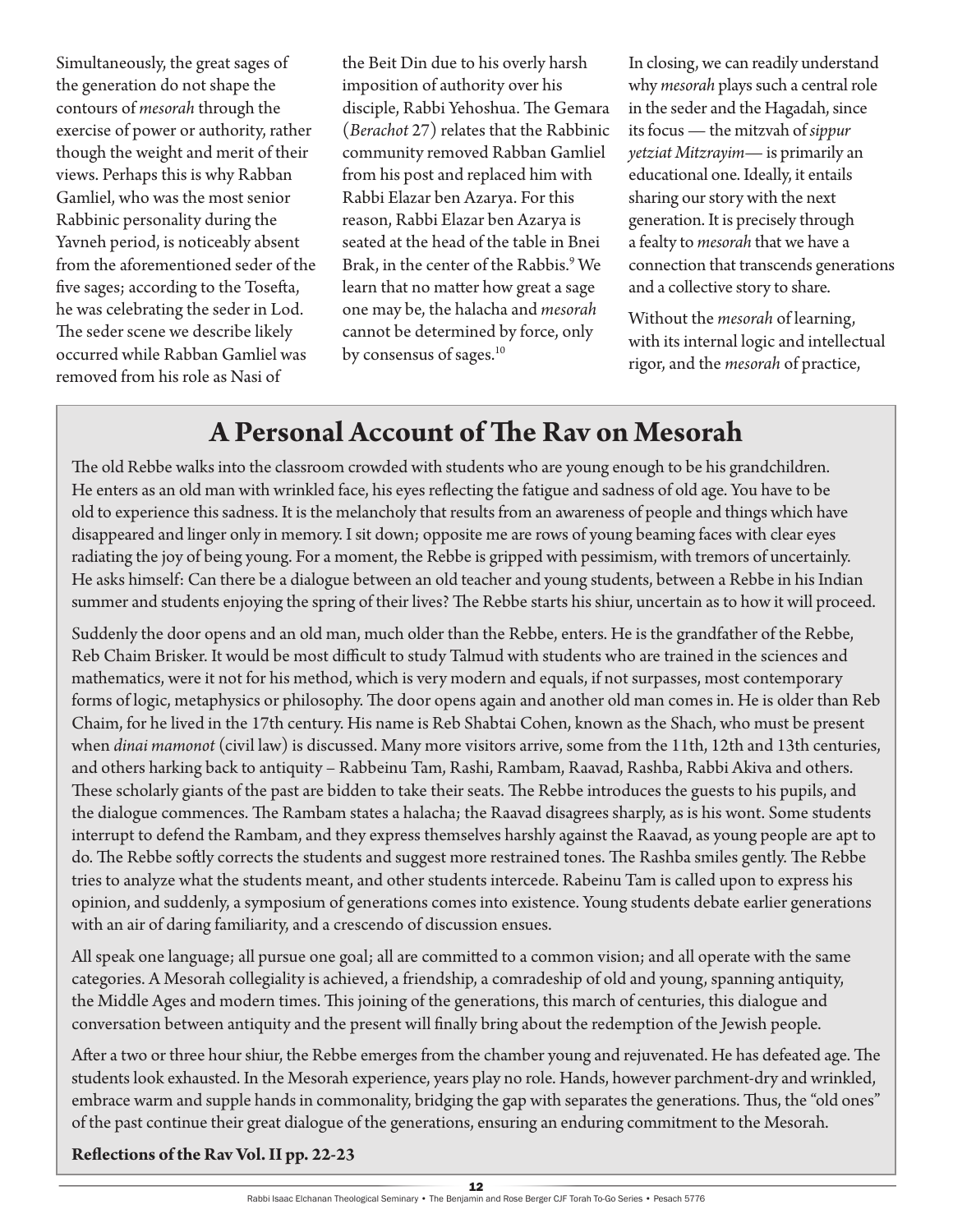Simultaneously, the great sages of the generation do not shape the contours of *mesorah* through the exercise of power or authority, rather though the weight and merit of their views. Perhaps this is why Rabban Gamliel, who was the most senior Rabbinic personality during the Yavneh period, is noticeably absent from the aforementioned seder of the five sages; according to the Tosefta, he was celebrating the seder in Lod. The seder scene we describe likely occurred while Rabban Gamliel was removed from his role as Nasi of the Beit Din due to his overly harsh imposition of authority over his disciple, Rabbi Yehoshua. The Gemara (*Berachot* 27) relates that the Rabbinic community removed Rabban Gamliel from his post and replaced him with Rabbi Elazar ben Azarya. For this reason, Rabbi Elazar ben Azarya is seated at the head of the table in Bnei Brak, in the center of the Rabbis.[9] We learn that no matter how great a sage one may be, the halacha and *mesorah* cannot be determined by force, only by consensus of sages.[10]

In closing, we can readily understand why *mesorah* plays such a central role in the seder and the Hagadah, since its focus — the mitzvah of *sippur yetziat Mitzrayim*— is primarily an educational one. Ideally, it entails sharing our story with the next generation. It is precisely through a fealty to *mesorah* that we have a connection that transcends generations and a collective story to share.

Without the *mesorah* of learning, with its internal logic and intellectual rigor, and the *mesorah* of practice,

## A Personal Account of The Rav on Mesorah

The old Rebbe walks into the classroom crowded with students who are young enough to be his grandchildren. He enters as an old man with wrinkled face, his eyes reflecting the fatigue and sadness of old age. You have to be old to experience this sadness. It is the melancholy that results from an awareness of people and things which have disappeared and linger only in memory. I sit down; opposite me are rows of young beaming faces with clear eyes radiating the joy of being young. For a moment, the Rebbe is gripped with pessimism, with tremors of uncertainly. He asks himself: Can there be a dialogue between an old teacher and young students, between a Rebbe in his Indian summer and students enjoying the spring of their lives? The Rebbe starts his shiur, uncertain as to how it will proceed.

Suddenly the door opens and an old man, much older than the Rebbe, enters. He is the grandfather of the Rebbe, Reb Chaim Brisker. It would be most difficult to study Talmud with students who are trained in the sciences and mathematics, were it not for his method, which is very modern and equals, if not surpasses, most contemporary forms of logic, metaphysics or philosophy. The door opens again and another old man comes in. He is older than Reb Chaim, for he lived in the 17th century. His name is Reb Shabtai Cohen, known as the Shach, who must be present when *dinai mamonot* (civil law) is discussed. Many more visitors arrive, some from the 11th, 12th and 13th centuries, and others harking back to antiquity – Rabbeinu Tam, Rashi, Rambam, Raavad, Rashba, Rabbi Akiva and others. These scholarly giants of the past are bidden to take their seats. The Rebbe introduces the guests to his pupils, and the dialogue commences. The Rambam states a halacha; the Raavad disagrees sharply, as is his wont. Some students interrupt to defend the Rambam, and they express themselves harshly against the Raavad, as young people are apt to do. The Rebbe softly corrects the students and suggest more restrained tones. The Rashba smiles gently. The Rebbe tries to analyze what the students meant, and other students intercede. Rabeinu Tam is called upon to express his opinion, and suddenly, a symposium of generations comes into existence. Young students debate earlier generations with an air of daring familiarity, and a crescendo of discussion ensues.

All speak one language; all pursue one goal; all are committed to a common vision; and all operate with the same categories. A Mesorah collegiality is achieved, a friendship, a comradeship of old and young, spanning antiquity, the Middle Ages and modern times. This joining of the generations, this march of centuries, this dialogue and conversation between antiquity and the present will finally bring about the redemption of the Jewish people.

After a two or three hour shiur, the Rebbe emerges from the chamber young and rejuvenated. He has defeated age. The students look exhausted. In the Mesorah experience, years play no role. Hands, however parchment-dry and wrinkled, embrace warm and supple hands in commonality, bridging the gap with separates the generations. Thus, the "old ones" of the past continue their great dialogue of the generations, ensuring an enduring commitment to the Mesorah.

**Reflections of the Rav Vol. II pp. 22-23**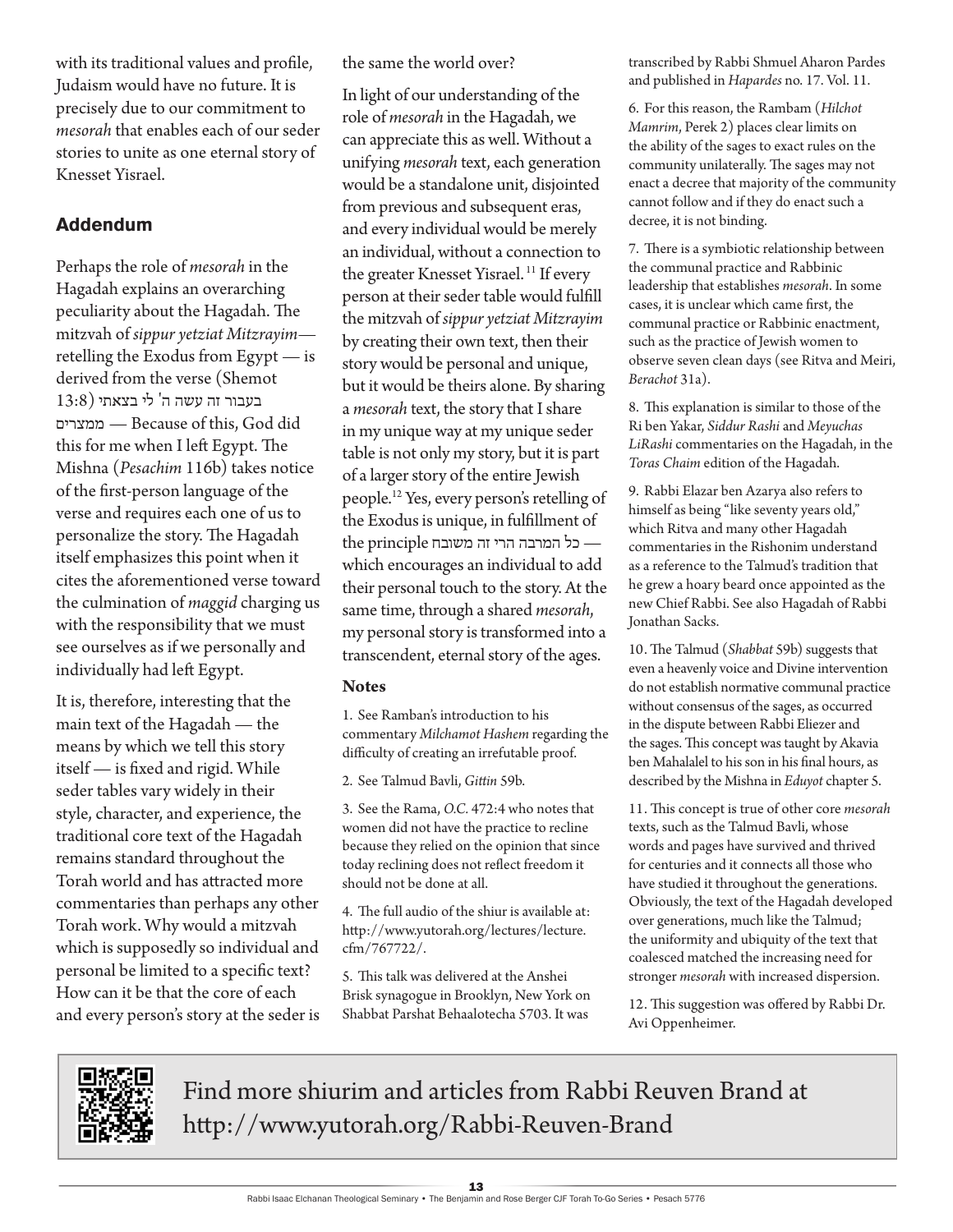with its traditional values and profile, Judaism would have no future. It is precisely due to our commitment to *mesorah* that enables each of our seder stories to unite as one eternal story of Knesset Yisrael.

## Addendum

Perhaps the role of *mesorah* in the Hagadah explains an overarching peculiarity about the Hagadah. The mitzvah of *sippur yetziat Mitzrayim*— retelling the Exodus from Egypt — is derived from the verse (Shemot 13:8) בעבור זה עשה ה' לי בצאתי ממצרים — Because of this, God did this for me when I left Egypt. The Mishna (*Pesachim* 116b) takes notice of the first-person language of the verse and requires each one of us to personalize the story. The Hagadah itself emphasizes this point when it cites the aforementioned verse toward the culmination of *maggid* charging us with the responsibility that we must see ourselves as if we personally and individually had left Egypt.

It is, therefore, interesting that the main text of the Hagadah — the means by which we tell this story itself — is fixed and rigid. While seder tables vary widely in their style, character, and experience, the traditional core text of the Hagadah remains standard throughout the Torah world and has attracted more commentaries than perhaps any other Torah work. Why would a mitzvah which is supposedly so individual and personal be limited to a specific text? How can it be that the core of each and every person's story at the seder is the same the world over?

In light of our understanding of the role of *mesorah* in the Hagadah, we can appreciate this as well. Without a unifying *mesorah* text, each generation would be a standalone unit, disjointed from previous and subsequent eras, and every individual would be merely an individual, without a connection to the greater Knesset Yisrael.[11] If every person at their seder table would fulfill the mitzvah of *sippur yetziat Mitzrayim* by creating their own text, then their story would be personal and unique, but it would be theirs alone. By sharing a *mesorah* text, the story that I share in my unique way at my unique seder table is not only my story, but it is part of a larger story of the entire Jewish people.[12] Yes, every person's retelling of the Exodus is unique, in fulfillment of the principle כל המרבה הרי זה משובח — which encourages an individual to add their personal touch to the story. At the same time, through a shared *mesorah*, my personal story is transformed into a transcendent, eternal story of the ages.

### Notes

1. See Ramban's introduction to his commentary *Milchamot Hashem* regarding the difficulty of creating an irrefutable proof.

2. See Talmud Bavli, *Gittin* 59b.

3. See the Rama, *O.C.* 472:4 who notes that women did not have the practice to recline because they relied on the opinion that since today reclining does not reflect freedom it should not be done at all.

4. The full audio of the shiur is available at: http://www.yutorah.org/lectures/lecture.cfm/767722/.

5. This talk was delivered at the Anshei Brisk synagogue in Brooklyn, New York on Shabbat Parshat Behaalotecha 5703. It was transcribed by Rabbi Shmuel Aharon Pardes and published in *Hapardes* no. 17. Vol. 11.

6. For this reason, the Rambam (*Hilchot Mamrim*, Perek 2) places clear limits on the ability of the sages to exact rules on the community unilaterally. The sages may not enact a decree that majority of the community cannot follow and if they do enact such a decree, it is not binding.

7. There is a symbiotic relationship between the communal practice and Rabbinic leadership that establishes *mesorah*. In some cases, it is unclear which came first, the communal practice or Rabbinic enactment, such as the practice of Jewish women to observe seven clean days (see Ritva and Meiri, *Berachot* 31a).

8. This explanation is similar to those of the Ri ben Yakar, *Siddur Rashi* and *Meyuchas LiRashi* commentaries on the Hagadah, in the *Toras Chaim* edition of the Hagadah.

9. Rabbi Elazar ben Azarya also refers to himself as being "like seventy years old," which Ritva and many other Hagadah commentaries in the Rishonim understand as a reference to the Talmud's tradition that he grew a hoary beard once appointed as the new Chief Rabbi. See also Hagadah of Rabbi Jonathan Sacks.

10. The Talmud (*Shabbat* 59b) suggests that even a heavenly voice and Divine intervention do not establish normative communal practice without consensus of the sages, as occurred in the dispute between Rabbi Eliezer and the sages. This concept was taught by Akavia ben Mahalalel to his son in his final hours, as described by the Mishna in *Eduyot* chapter 5.

11. This concept is true of other core *mesorah* texts, such as the Talmud Bavli, whose words and pages have survived and thrived for centuries and it connects all those who have studied it throughout the generations. Obviously, the text of the Hagadah developed over generations, much like the Talmud; the uniformity and ubiquity of the text that coalesced matched the increasing need for stronger *mesorah* with increased dispersion.

12. This suggestion was offered by Rabbi Dr. Avi Oppenheimer.

Find more shiurim and articles from Rabbi Reuven Brand at http://www.yutorah.org/Rabbi-Reuven-Brand